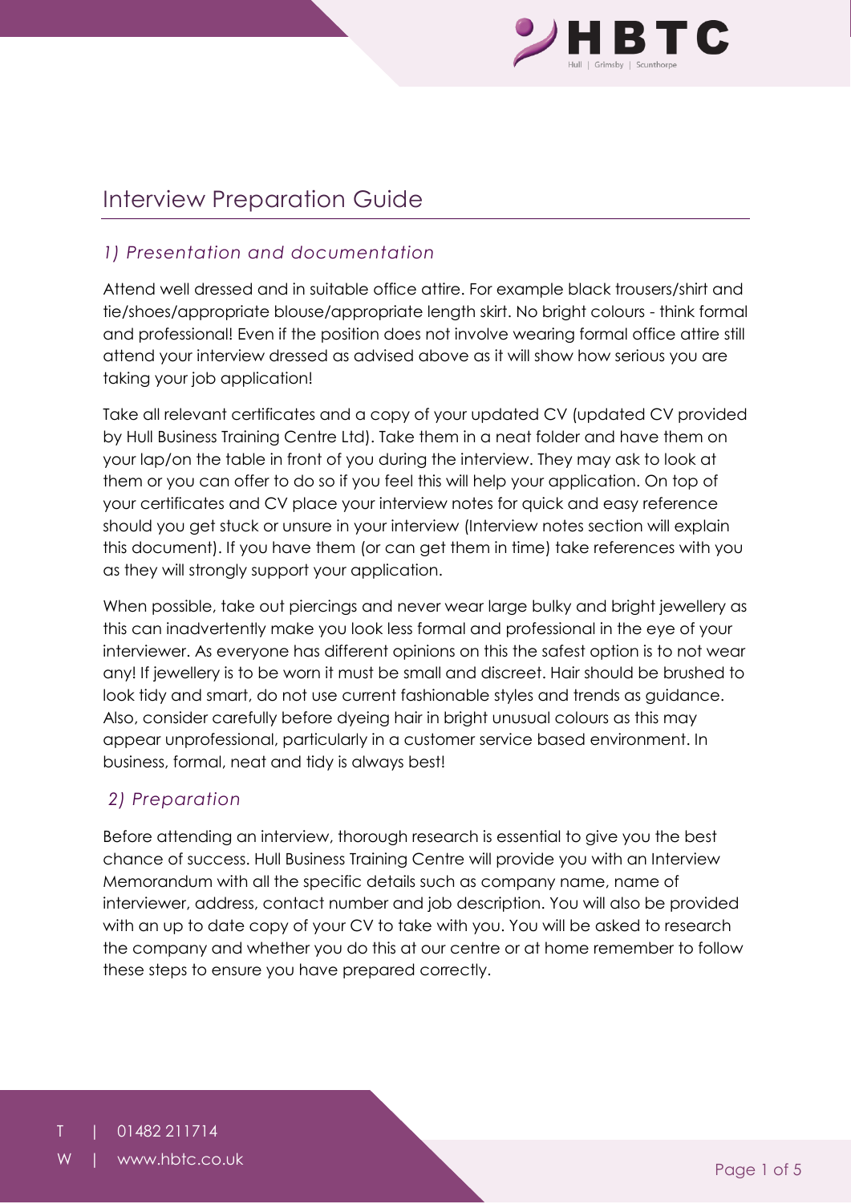# Interview Preparation Guide

## *1) Presentation and documentation*

Attend well dressed and in suitable office attire. For example black trousers/shirt and tie/shoes/appropriate blouse/appropriate length skirt. No bright colours - think formal and professional! Even if the position does not involve wearing formal office attire still attend your interview dressed as advised above as it will show how serious you are taking your job application!

Take all relevant certificates and a copy of your updated CV (updated CV provided by Hull Business Training Centre Ltd). Take them in a neat folder and have them on your lap/on the table in front of you during the interview. They may ask to look at them or you can offer to do so if you feel this will help your application. On top of your certificates and CV place your interview notes for quick and easy reference should you get stuck or unsure in your interview (Interview notes section will explain this document). If you have them (or can get them in time) take references with you as they will strongly support your application.

When possible, take out piercings and never wear large bulky and bright jewellery as this can inadvertently make you look less formal and professional in the eye of your interviewer. As everyone has different opinions on this the safest option is to not wear any! If jewellery is to be worn it must be small and discreet. Hair should be brushed to look tidy and smart, do not use current fashionable styles and trends as guidance. Also, consider carefully before dyeing hair in bright unusual colours as this may appear unprofessional, particularly in a customer service based environment. In business, formal, neat and tidy is always best!

## *2) Preparation*

Before attending an interview, thorough research is essential to give you the best chance of success. Hull Business Training Centre will provide you with an Interview Memorandum with all the specific details such as company name, name of interviewer, address, contact number and job description. You will also be provided with an up to date copy of your CV to take with you. You will be asked to research the company and whether you do this at our centre or at home remember to follow these steps to ensure you have prepared correctly.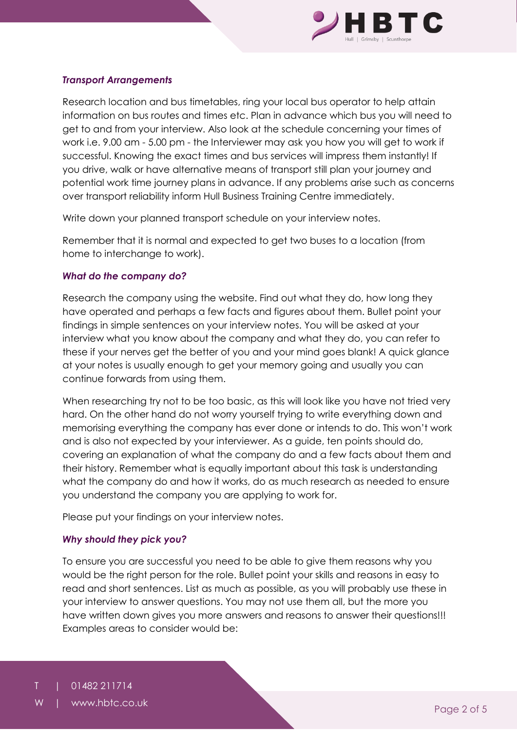### *Transport Arrangements*

Research location and bus timetables, ring your local bus operator to help attain information on bus routes and times etc. Plan in advance which bus you will need to get to and from your interview. Also look at the schedule concerning your times of work i.e. 9.00 am - 5.00 pm - the Interviewer may ask you how you will get to work if successful. Knowing the exact times and bus services will impress them instantly! If you drive, walk or have alternative means of transport still plan your journey and potential work time journey plans in advance. If any problems arise such as concerns over transport reliability inform Hull Business Training Centre immediately.

Write down your planned transport schedule on your interview notes.

Remember that it is normal and expected to get two buses to a location (from home to interchange to work).

### *What do the company do?*

Research the company using the website. Find out what they do, how long they have operated and perhaps a few facts and figures about them. Bullet point your findings in simple sentences on your interview notes. You will be asked at your interview what you know about the company and what they do, you can refer to these if your nerves get the better of you and your mind goes blank! A quick glance at your notes is usually enough to get your memory going and usually you can continue forwards from using them.

When researching try not to be too basic, as this will look like you have not tried very hard. On the other hand do not worry yourself trying to write everything down and memorising everything the company has ever done or intends to do. This won't work and is also not expected by your interviewer. As a guide, ten points should do, covering an explanation of what the company do and a few facts about them and their history. Remember what is equally important about this task is understanding what the company do and how it works, do as much research as needed to ensure you understand the company you are applying to work for.

Please put your findings on your interview notes.

### *Why should they pick you?*

To ensure you are successful you need to be able to give them reasons why you would be the right person for the role. Bullet point your skills and reasons in easy to read and short sentences. List as much as possible, as you will probably use these in your interview to answer questions. You may not use them all, but the more you have written down gives you more answers and reasons to answer their questions!!! Examples areas to consider would be: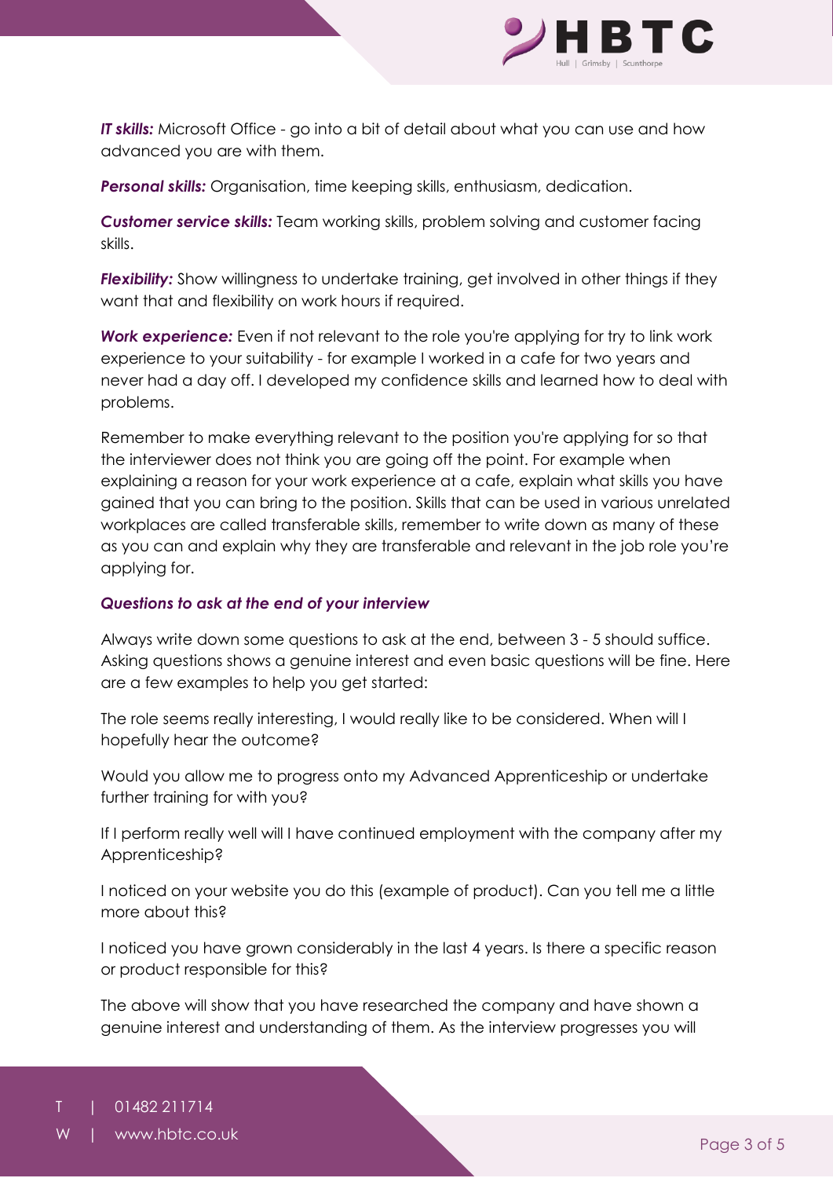***IT skills:*** Microsoft Office - go into a bit of detail about what you can use and how advanced you are with them.

***Personal skills:*** Organisation, time keeping skills, enthusiasm, dedication.

***Customer service skills:*** Team working skills, problem solving and customer facing skills.

***Flexibility:*** Show willingness to undertake training, get involved in other things if they want that and flexibility on work hours if required.

***Work experience:*** Even if not relevant to the role you're applying for try to link work experience to your suitability - for example I worked in a cafe for two years and never had a day off. I developed my confidence skills and learned how to deal with problems.

Remember to make everything relevant to the position you're applying for so that the interviewer does not think you are going off the point. For example when explaining a reason for your work experience at a cafe, explain what skills you have gained that you can bring to the position. Skills that can be used in various unrelated workplaces are called transferable skills, remember to write down as many of these as you can and explain why they are transferable and relevant in the job role you're applying for.

### *Questions to ask at the end of your interview*

Always write down some questions to ask at the end, between 3 - 5 should suffice. Asking questions shows a genuine interest and even basic questions will be fine. Here are a few examples to help you get started:

The role seems really interesting, I would really like to be considered. When will I hopefully hear the outcome?

Would you allow me to progress onto my Advanced Apprenticeship or undertake further training for with you?

If I perform really well will I have continued employment with the company after my Apprenticeship?

I noticed on your website you do this (example of product). Can you tell me a little more about this?

I noticed you have grown considerably in the last 4 years. Is there a specific reason or product responsible for this?

The above will show that you have researched the company and have shown a genuine interest and understanding of them. As the interview progresses you will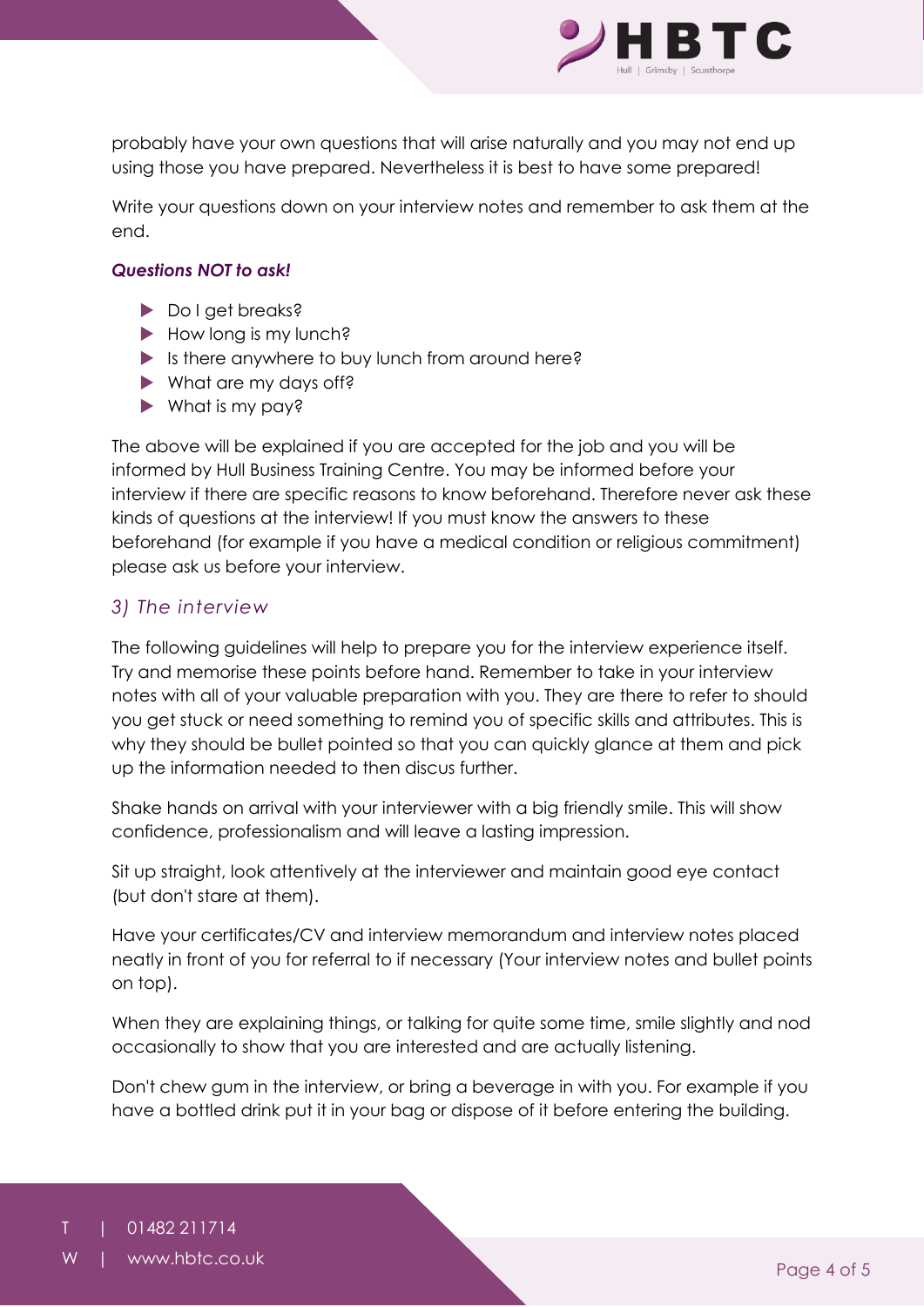probably have your own questions that will arise naturally and you may not end up using those you have prepared. Nevertheless it is best to have some prepared!

Write your questions down on your interview notes and remember to ask them at the end.

***Questions NOT to ask!***

- Do I get breaks?
- How long is my lunch?
- Is there anywhere to buy lunch from around here?
- What are my days off?
- What is my pay?

The above will be explained if you are accepted for the job and you will be informed by Hull Business Training Centre. You may be informed before your interview if there are specific reasons to know beforehand. Therefore never ask these kinds of questions at the interview! If you must know the answers to these beforehand (for example if you have a medical condition or religious commitment) please ask us before your interview.

## *3) The interview*

The following guidelines will help to prepare you for the interview experience itself. Try and memorise these points before hand. Remember to take in your interview notes with all of your valuable preparation with you. They are there to refer to should you get stuck or need something to remind you of specific skills and attributes. This is why they should be bullet pointed so that you can quickly glance at them and pick up the information needed to then discus further.

Shake hands on arrival with your interviewer with a big friendly smile. This will show confidence, professionalism and will leave a lasting impression.

Sit up straight, look attentively at the interviewer and maintain good eye contact (but don't stare at them).

Have your certificates/CV and interview memorandum and interview notes placed neatly in front of you for referral to if necessary (Your interview notes and bullet points on top).

When they are explaining things, or talking for quite some time, smile slightly and nod occasionally to show that you are interested and are actually listening.

Don't chew gum in the interview, or bring a beverage in with you. For example if you have a bottled drink put it in your bag or dispose of it before entering the building.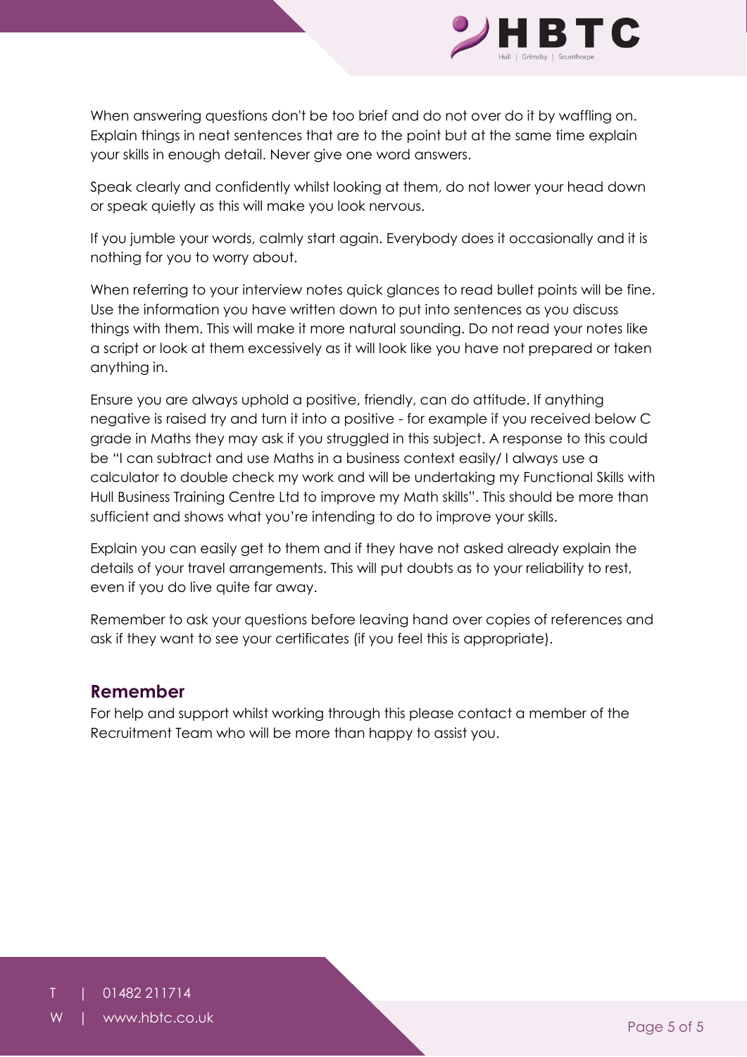When answering questions don't be too brief and do not over do it by waffling on. Explain things in neat sentences that are to the point but at the same time explain your skills in enough detail. Never give one word answers.

Speak clearly and confidently whilst looking at them, do not lower your head down or speak quietly as this will make you look nervous.

If you jumble your words, calmly start again. Everybody does it occasionally and it is nothing for you to worry about.

When referring to your interview notes quick glances to read bullet points will be fine. Use the information you have written down to put into sentences as you discuss things with them. This will make it more natural sounding. Do not read your notes like a script or look at them excessively as it will look like you have not prepared or taken anything in.

Ensure you are always uphold a positive, friendly, can do attitude. If anything negative is raised try and turn it into a positive - for example if you received below C grade in Maths they may ask if you struggled in this subject. A response to this could be "I can subtract and use Maths in a business context easily/ I always use a calculator to double check my work and will be undertaking my Functional Skills with Hull Business Training Centre Ltd to improve my Math skills". This should be more than sufficient and shows what you're intending to do to improve your skills.

Explain you can easily get to them and if they have not asked already explain the details of your travel arrangements. This will put doubts as to your reliability to rest, even if you do live quite far away.

Remember to ask your questions before leaving hand over copies of references and ask if they want to see your certificates (if you feel this is appropriate).

## Remember

For help and support whilst working through this please contact a member of the Recruitment Team who will be more than happy to assist you.